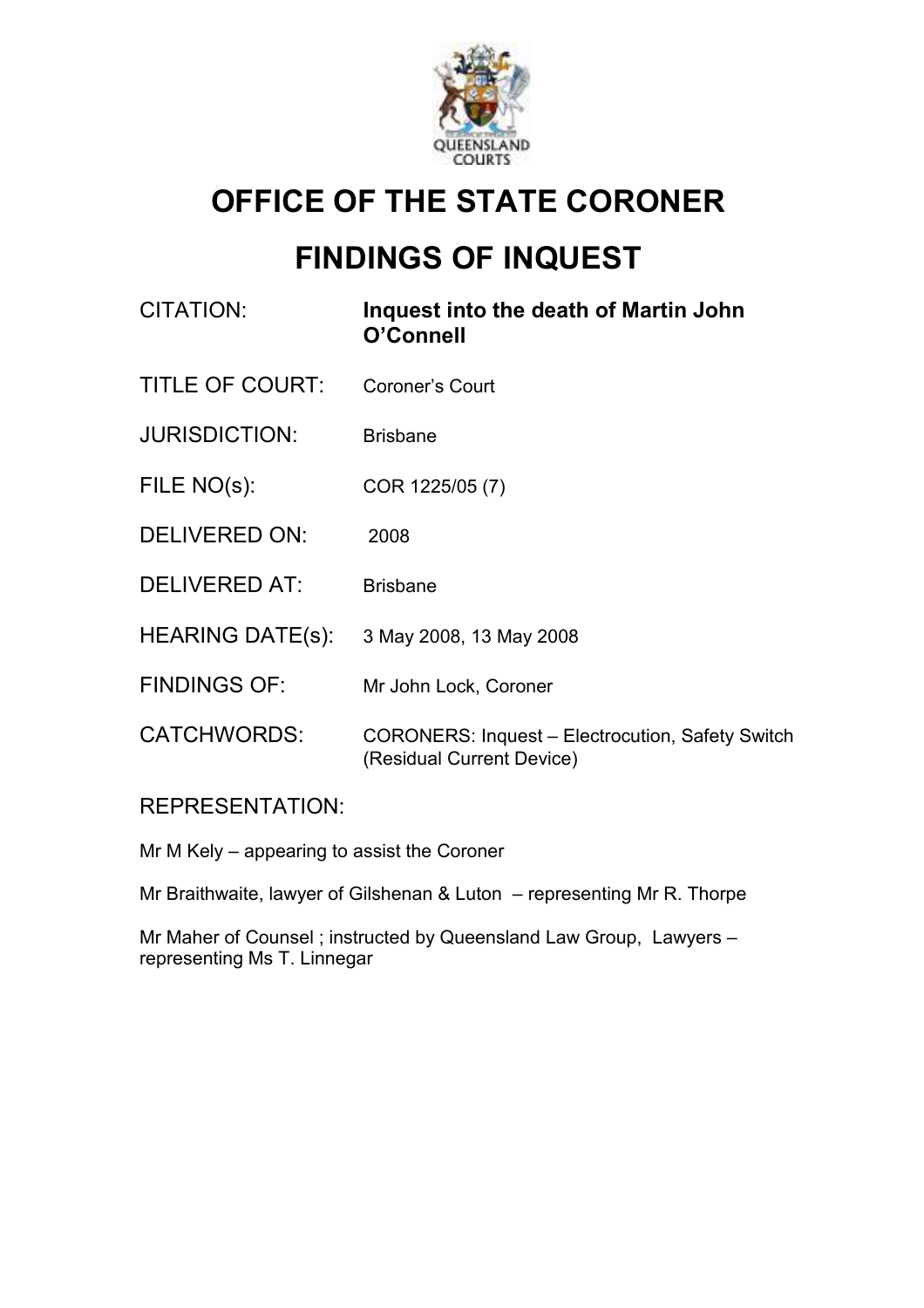# OFFICE OF THE STATE CORONER

# FINDINGS OF INQUEST

| | |
|---|---|
| CITATION: | **Inquest into the death of Martin John O'Connell** |
| TITLE OF COURT: | Coroner's Court |
| JURISDICTION: | Brisbane |
| FILE NO(s): | COR 1225/05 (7) |
| DELIVERED ON: | 2008 |
| DELIVERED AT: | Brisbane |
| HEARING DATE(s): | 3 May 2008, 13 May 2008 |
| FINDINGS OF: | Mr John Lock, Coroner |
| CATCHWORDS: | CORONERS: Inquest – Electrocution, Safety Switch (Residual Current Device) |

REPRESENTATION:

Mr M Kely – appearing to assist the Coroner

Mr Braithwaite, lawyer of Gilshenan & Luton – representing Mr R. Thorpe

Mr Maher of Counsel ; instructed by Queensland Law Group, Lawyers – representing Ms T. Linnegar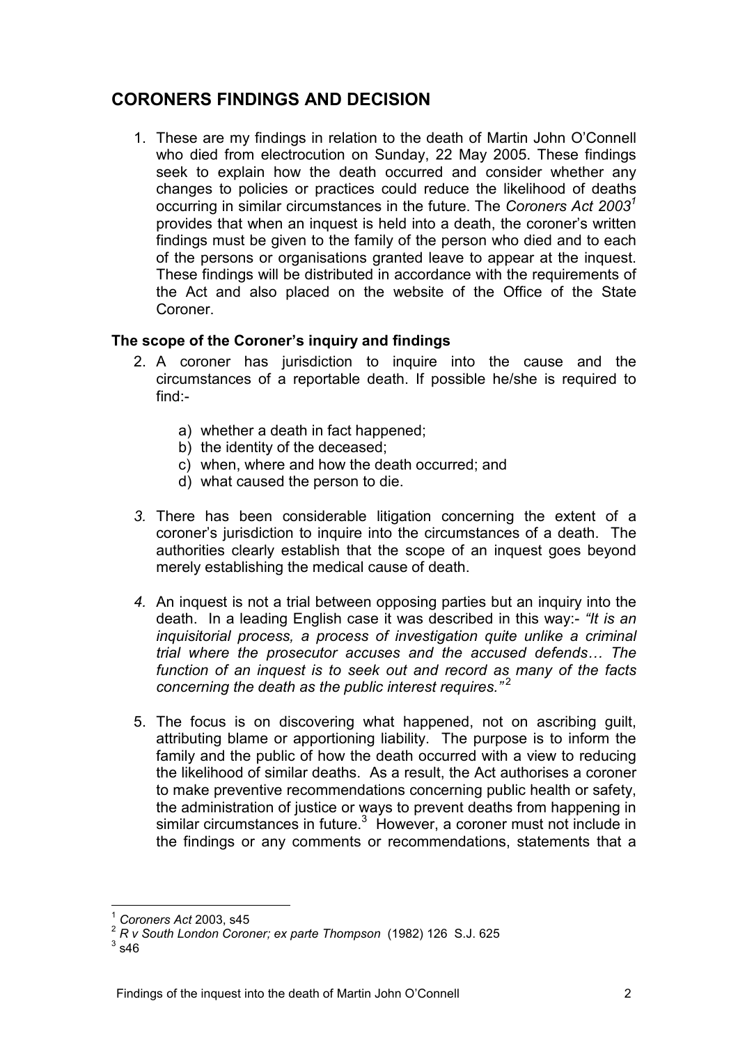## CORONERS FINDINGS AND DECISION

1. These are my findings in relation to the death of Martin John O'Connell who died from electrocution on Sunday, 22 May 2005. These findings seek to explain how the death occurred and consider whether any changes to policies or practices could reduce the likelihood of deaths occurring in similar circumstances in the future. The *Coroners Act 2003*[1] provides that when an inquest is held into a death, the coroner's written findings must be given to the family of the person who died and to each of the persons or organisations granted leave to appear at the inquest. These findings will be distributed in accordance with the requirements of the Act and also placed on the website of the Office of the State Coroner.

### The scope of the Coroner's inquiry and findings

2. A coroner has jurisdiction to inquire into the cause and the circumstances of a reportable death. If possible he/she is required to find:-

    a) whether a death in fact happened;
    b) the identity of the deceased;
    c) when, where and how the death occurred; and
    d) what caused the person to die.

3. There has been considerable litigation concerning the extent of a coroner's jurisdiction to inquire into the circumstances of a death. The authorities clearly establish that the scope of an inquest goes beyond merely establishing the medical cause of death.

4. An inquest is not a trial between opposing parties but an inquiry into the death. In a leading English case it was described in this way:- *"It is an inquisitorial process, a process of investigation quite unlike a criminal trial where the prosecutor accuses and the accused defends… The function of an inquest is to seek out and record as many of the facts concerning the death as the public interest requires."*[2]

5. The focus is on discovering what happened, not on ascribing guilt, attributing blame or apportioning liability. The purpose is to inform the family and the public of how the death occurred with a view to reducing the likelihood of similar deaths. As a result, the Act authorises a coroner to make preventive recommendations concerning public health or safety, the administration of justice or ways to prevent deaths from happening in similar circumstances in future.[3] However, a coroner must not include in the findings or any comments or recommendations, statements that a

---

[1] *Coroners Act* 2003, s45

[2] *R v South London Coroner; ex parte Thompson* (1982) 126 S.J. 625

[3] s46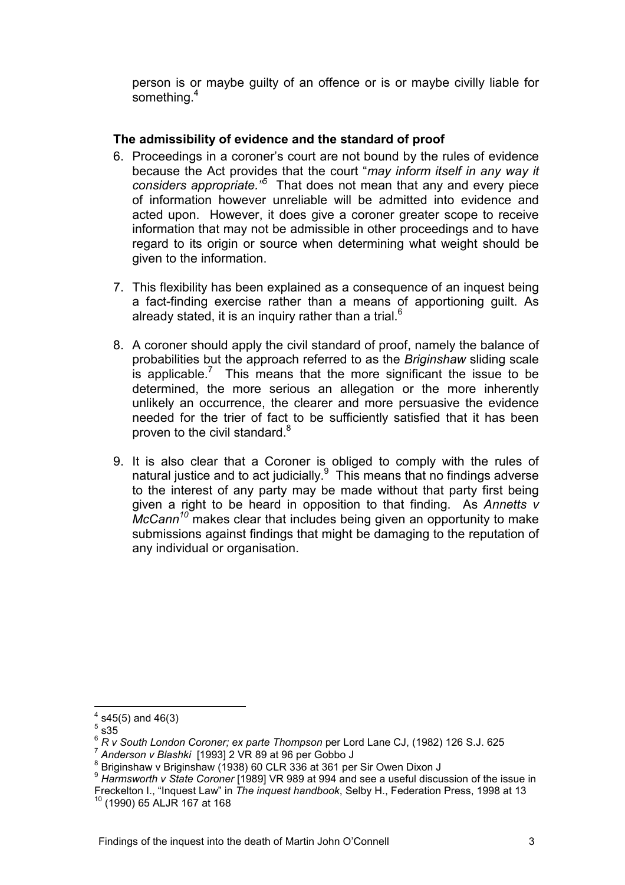person is or maybe guilty of an offence or is or maybe civilly liable for something.[4]

### The admissibility of evidence and the standard of proof

6. Proceedings in a coroner's court are not bound by the rules of evidence because the Act provides that the court "*may inform itself in any way it considers appropriate.*"[5] That does not mean that any and every piece of information however unreliable will be admitted into evidence and acted upon. However, it does give a coroner greater scope to receive information that may not be admissible in other proceedings and to have regard to its origin or source when determining what weight should be given to the information.

7. This flexibility has been explained as a consequence of an inquest being a fact-finding exercise rather than a means of apportioning guilt. As already stated, it is an inquiry rather than a trial.[6]

8. A coroner should apply the civil standard of proof, namely the balance of probabilities but the approach referred to as the *Briginshaw* sliding scale is applicable.[7] This means that the more significant the issue to be determined, the more serious an allegation or the more inherently unlikely an occurrence, the clearer and more persuasive the evidence needed for the trier of fact to be sufficiently satisfied that it has been proven to the civil standard.[8]

9. It is also clear that a Coroner is obliged to comply with the rules of natural justice and to act judicially.[9] This means that no findings adverse to the interest of any party may be made without that party first being given a right to be heard in opposition to that finding. As *Annetts v McCann*[10] makes clear that includes being given an opportunity to make submissions against findings that might be damaging to the reputation of any individual or organisation.

---

[4] s45(5) and 46(3)

[5] s35

[6] *R v South London Coroner; ex parte Thompson* per Lord Lane CJ, (1982) 126 S.J. 625

[7] *Anderson v Blashki* [1993] 2 VR 89 at 96 per Gobbo J

[8] Briginshaw v Briginshaw (1938) 60 CLR 336 at 361 per Sir Owen Dixon J

[9] *Harmsworth v State Coroner* [1989] VR 989 at 994 and see a useful discussion of the issue in Freckelton I., "Inquest Law" in *The inquest handbook*, Selby H., Federation Press, 1998 at 13

[10] (1990) 65 ALJR 167 at 168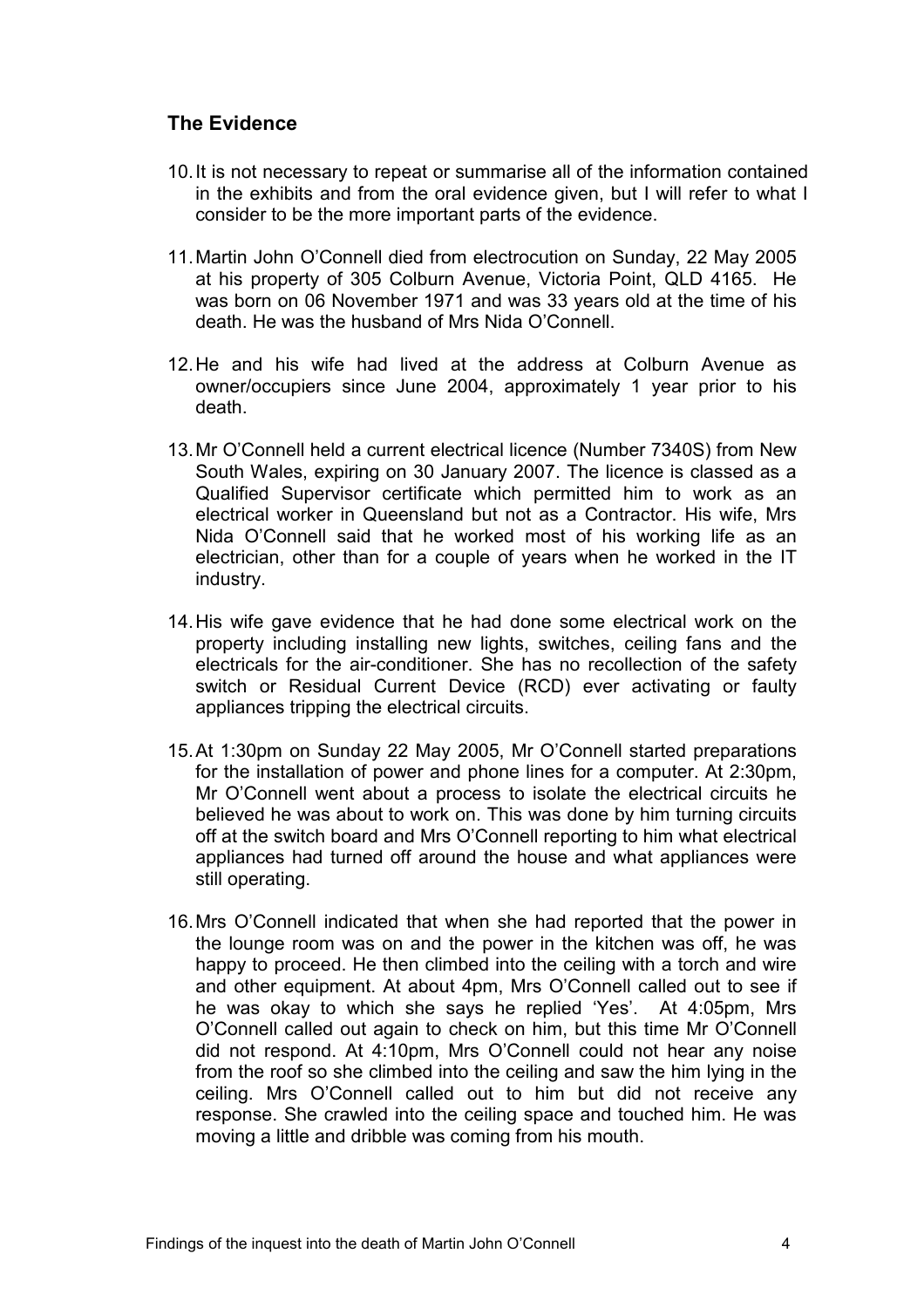## The Evidence

10. It is not necessary to repeat or summarise all of the information contained in the exhibits and from the oral evidence given, but I will refer to what I consider to be the more important parts of the evidence.

11. Martin John O'Connell died from electrocution on Sunday, 22 May 2005 at his property of 305 Colburn Avenue, Victoria Point, QLD 4165. He was born on 06 November 1971 and was 33 years old at the time of his death. He was the husband of Mrs Nida O'Connell.

12. He and his wife had lived at the address at Colburn Avenue as owner/occupiers since June 2004, approximately 1 year prior to his death.

13. Mr O'Connell held a current electrical licence (Number 7340S) from New South Wales, expiring on 30 January 2007. The licence is classed as a Qualified Supervisor certificate which permitted him to work as an electrical worker in Queensland but not as a Contractor. His wife, Mrs Nida O'Connell said that he worked most of his working life as an electrician, other than for a couple of years when he worked in the IT industry.

14. His wife gave evidence that he had done some electrical work on the property including installing new lights, switches, ceiling fans and the electricals for the air-conditioner. She has no recollection of the safety switch or Residual Current Device (RCD) ever activating or faulty appliances tripping the electrical circuits.

15. At 1:30pm on Sunday 22 May 2005, Mr O'Connell started preparations for the installation of power and phone lines for a computer. At 2:30pm, Mr O'Connell went about a process to isolate the electrical circuits he believed he was about to work on. This was done by him turning circuits off at the switch board and Mrs O'Connell reporting to him what electrical appliances had turned off around the house and what appliances were still operating.

16. Mrs O'Connell indicated that when she had reported that the power in the lounge room was on and the power in the kitchen was off, he was happy to proceed. He then climbed into the ceiling with a torch and wire and other equipment. At about 4pm, Mrs O'Connell called out to see if he was okay to which she says he replied 'Yes'. At 4:05pm, Mrs O'Connell called out again to check on him, but this time Mr O'Connell did not respond. At 4:10pm, Mrs O'Connell could not hear any noise from the roof so she climbed into the ceiling and saw the him lying in the ceiling. Mrs O'Connell called out to him but did not receive any response. She crawled into the ceiling space and touched him. He was moving a little and dribble was coming from his mouth.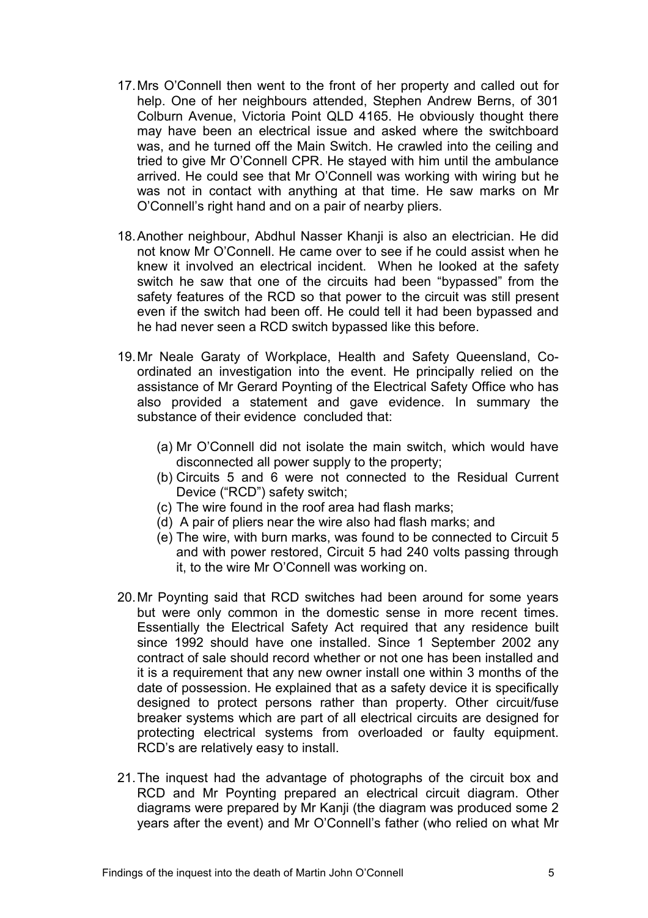17. Mrs O'Connell then went to the front of her property and called out for help. One of her neighbours attended, Stephen Andrew Berns, of 301 Colburn Avenue, Victoria Point QLD 4165. He obviously thought there may have been an electrical issue and asked where the switchboard was, and he turned off the Main Switch. He crawled into the ceiling and tried to give Mr O'Connell CPR. He stayed with him until the ambulance arrived. He could see that Mr O'Connell was working with wiring but he was not in contact with anything at that time. He saw marks on Mr O'Connell's right hand and on a pair of nearby pliers.

18. Another neighbour, Abdhul Nasser Khanji is also an electrician. He did not know Mr O'Connell. He came over to see if he could assist when he knew it involved an electrical incident. When he looked at the safety switch he saw that one of the circuits had been "bypassed" from the safety features of the RCD so that power to the circuit was still present even if the switch had been off. He could tell it had been bypassed and he had never seen a RCD switch bypassed like this before.

19. Mr Neale Garaty of Workplace, Health and Safety Queensland, Co-ordinated an investigation into the event. He principally relied on the assistance of Mr Gerard Poynting of the Electrical Safety Office who has also provided a statement and gave evidence. In summary the substance of their evidence concluded that:

    (a) Mr O'Connell did not isolate the main switch, which would have disconnected all power supply to the property;
    (b) Circuits 5 and 6 were not connected to the Residual Current Device ("RCD") safety switch;
    (c) The wire found in the roof area had flash marks;
    (d) A pair of pliers near the wire also had flash marks; and
    (e) The wire, with burn marks, was found to be connected to Circuit 5 and with power restored, Circuit 5 had 240 volts passing through it, to the wire Mr O'Connell was working on.

20. Mr Poynting said that RCD switches had been around for some years but were only common in the domestic sense in more recent times. Essentially the Electrical Safety Act required that any residence built since 1992 should have one installed. Since 1 September 2002 any contract of sale should record whether or not one has been installed and it is a requirement that any new owner install one within 3 months of the date of possession. He explained that as a safety device it is specifically designed to protect persons rather than property. Other circuit/fuse breaker systems which are part of all electrical circuits are designed for protecting electrical systems from overloaded or faulty equipment. RCD's are relatively easy to install.

21. The inquest had the advantage of photographs of the circuit box and RCD and Mr Poynting prepared an electrical circuit diagram. Other diagrams were prepared by Mr Kanji (the diagram was produced some 2 years after the event) and Mr O'Connell's father (who relied on what Mr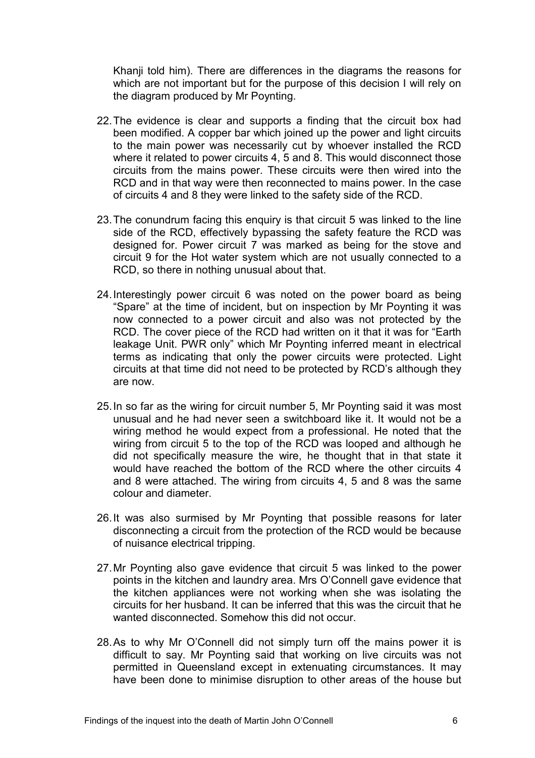Khanji told him). There are differences in the diagrams the reasons for which are not important but for the purpose of this decision I will rely on the diagram produced by Mr Poynting.

22. The evidence is clear and supports a finding that the circuit box had been modified. A copper bar which joined up the power and light circuits to the main power was necessarily cut by whoever installed the RCD where it related to power circuits 4, 5 and 8. This would disconnect those circuits from the mains power. These circuits were then wired into the RCD and in that way were then reconnected to mains power. In the case of circuits 4 and 8 they were linked to the safety side of the RCD.

23. The conundrum facing this enquiry is that circuit 5 was linked to the line side of the RCD, effectively bypassing the safety feature the RCD was designed for. Power circuit 7 was marked as being for the stove and circuit 9 for the Hot water system which are not usually connected to a RCD, so there in nothing unusual about that.

24. Interestingly power circuit 6 was noted on the power board as being "Spare" at the time of incident, but on inspection by Mr Poynting it was now connected to a power circuit and also was not protected by the RCD. The cover piece of the RCD had written on it that it was for "Earth leakage Unit. PWR only" which Mr Poynting inferred meant in electrical terms as indicating that only the power circuits were protected. Light circuits at that time did not need to be protected by RCD's although they are now.

25. In so far as the wiring for circuit number 5, Mr Poynting said it was most unusual and he had never seen a switchboard like it. It would not be a wiring method he would expect from a professional. He noted that the wiring from circuit 5 to the top of the RCD was looped and although he did not specifically measure the wire, he thought that in that state it would have reached the bottom of the RCD where the other circuits 4 and 8 were attached. The wiring from circuits 4, 5 and 8 was the same colour and diameter.

26. It was also surmised by Mr Poynting that possible reasons for later disconnecting a circuit from the protection of the RCD would be because of nuisance electrical tripping.

27. Mr Poynting also gave evidence that circuit 5 was linked to the power points in the kitchen and laundry area. Mrs O'Connell gave evidence that the kitchen appliances were not working when she was isolating the circuits for her husband. It can be inferred that this was the circuit that he wanted disconnected. Somehow this did not occur.

28. As to why Mr O'Connell did not simply turn off the mains power it is difficult to say. Mr Poynting said that working on live circuits was not permitted in Queensland except in extenuating circumstances. It may have been done to minimise disruption to other areas of the house but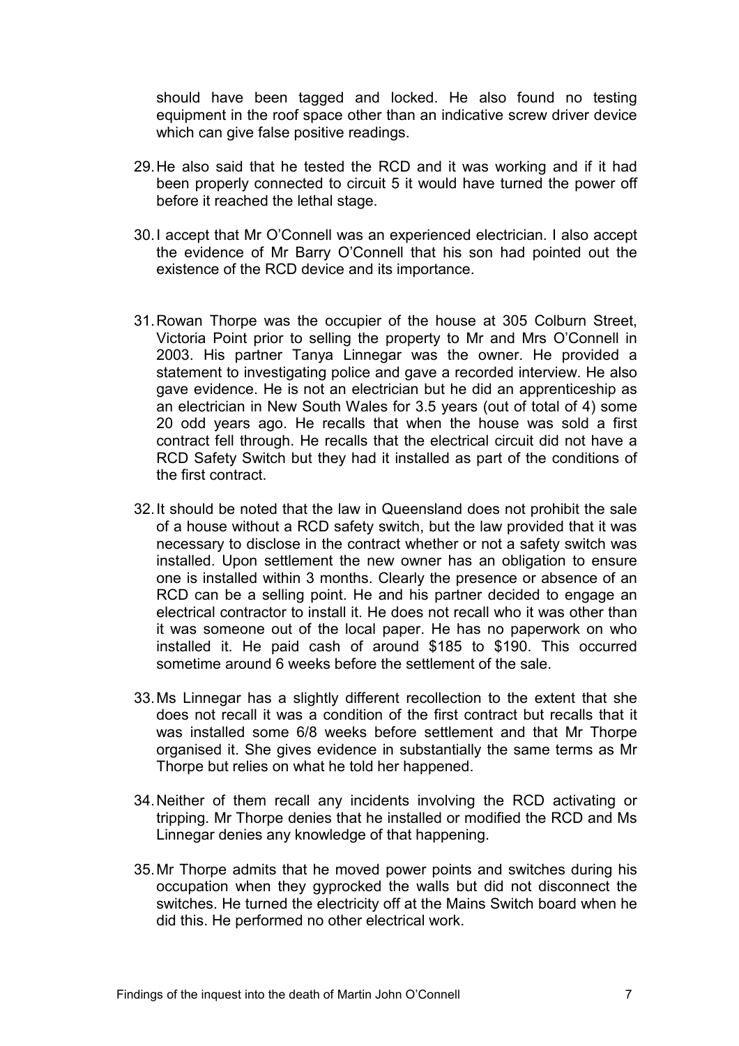should have been tagged and locked. He also found no testing equipment in the roof space other than an indicative screw driver device which can give false positive readings.

29. He also said that he tested the RCD and it was working and if it had been properly connected to circuit 5 it would have turned the power off before it reached the lethal stage.

30. I accept that Mr O'Connell was an experienced electrician. I also accept the evidence of Mr Barry O'Connell that his son had pointed out the existence of the RCD device and its importance.

31. Rowan Thorpe was the occupier of the house at 305 Colburn Street, Victoria Point prior to selling the property to Mr and Mrs O'Connell in 2003. His partner Tanya Linnegar was the owner. He provided a statement to investigating police and gave a recorded interview. He also gave evidence. He is not an electrician but he did an apprenticeship as an electrician in New South Wales for 3.5 years (out of total of 4) some 20 odd years ago. He recalls that when the house was sold a first contract fell through. He recalls that the electrical circuit did not have a RCD Safety Switch but they had it installed as part of the conditions of the first contract.

32. It should be noted that the law in Queensland does not prohibit the sale of a house without a RCD safety switch, but the law provided that it was necessary to disclose in the contract whether or not a safety switch was installed. Upon settlement the new owner has an obligation to ensure one is installed within 3 months. Clearly the presence or absence of an RCD can be a selling point. He and his partner decided to engage an electrical contractor to install it. He does not recall who it was other than it was someone out of the local paper. He has no paperwork on who installed it. He paid cash of around $185 to $190. This occurred sometime around 6 weeks before the settlement of the sale.

33. Ms Linnegar has a slightly different recollection to the extent that she does not recall it was a condition of the first contract but recalls that it was installed some 6/8 weeks before settlement and that Mr Thorpe organised it. She gives evidence in substantially the same terms as Mr Thorpe but relies on what he told her happened.

34. Neither of them recall any incidents involving the RCD activating or tripping. Mr Thorpe denies that he installed or modified the RCD and Ms Linnegar denies any knowledge of that happening.

35. Mr Thorpe admits that he moved power points and switches during his occupation when they gyprocked the walls but did not disconnect the switches. He turned the electricity off at the Mains Switch board when he did this. He performed no other electrical work.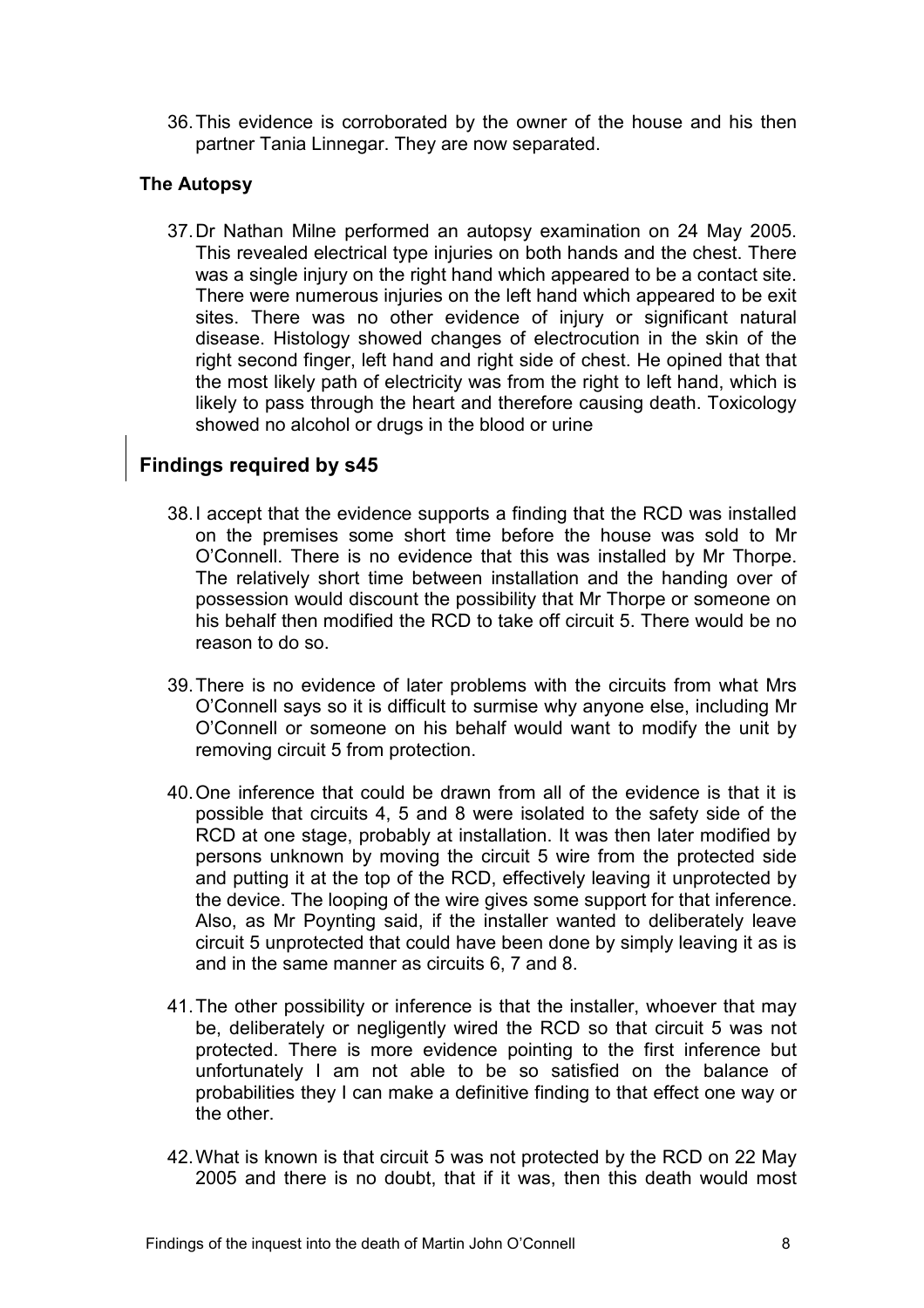36. This evidence is corroborated by the owner of the house and his then partner Tania Linnegar. They are now separated.

### The Autopsy

37. Dr Nathan Milne performed an autopsy examination on 24 May 2005. This revealed electrical type injuries on both hands and the chest. There was a single injury on the right hand which appeared to be a contact site. There were numerous injuries on the left hand which appeared to be exit sites. There was no other evidence of injury or significant natural disease. Histology showed changes of electrocution in the skin of the right second finger, left hand and right side of chest. He opined that that the most likely path of electricity was from the right to left hand, which is likely to pass through the heart and therefore causing death. Toxicology showed no alcohol or drugs in the blood or urine

## Findings required by s45

38. I accept that the evidence supports a finding that the RCD was installed on the premises some short time before the house was sold to Mr O'Connell. There is no evidence that this was installed by Mr Thorpe. The relatively short time between installation and the handing over of possession would discount the possibility that Mr Thorpe or someone on his behalf then modified the RCD to take off circuit 5. There would be no reason to do so.

39. There is no evidence of later problems with the circuits from what Mrs O'Connell says so it is difficult to surmise why anyone else, including Mr O'Connell or someone on his behalf would want to modify the unit by removing circuit 5 from protection.

40. One inference that could be drawn from all of the evidence is that it is possible that circuits 4, 5 and 8 were isolated to the safety side of the RCD at one stage, probably at installation. It was then later modified by persons unknown by moving the circuit 5 wire from the protected side and putting it at the top of the RCD, effectively leaving it unprotected by the device. The looping of the wire gives some support for that inference. Also, as Mr Poynting said, if the installer wanted to deliberately leave circuit 5 unprotected that could have been done by simply leaving it as is and in the same manner as circuits 6, 7 and 8.

41. The other possibility or inference is that the installer, whoever that may be, deliberately or negligently wired the RCD so that circuit 5 was not protected. There is more evidence pointing to the first inference but unfortunately I am not able to be so satisfied on the balance of probabilities they I can make a definitive finding to that effect one way or the other.

42. What is known is that circuit 5 was not protected by the RCD on 22 May 2005 and there is no doubt, that if it was, then this death would most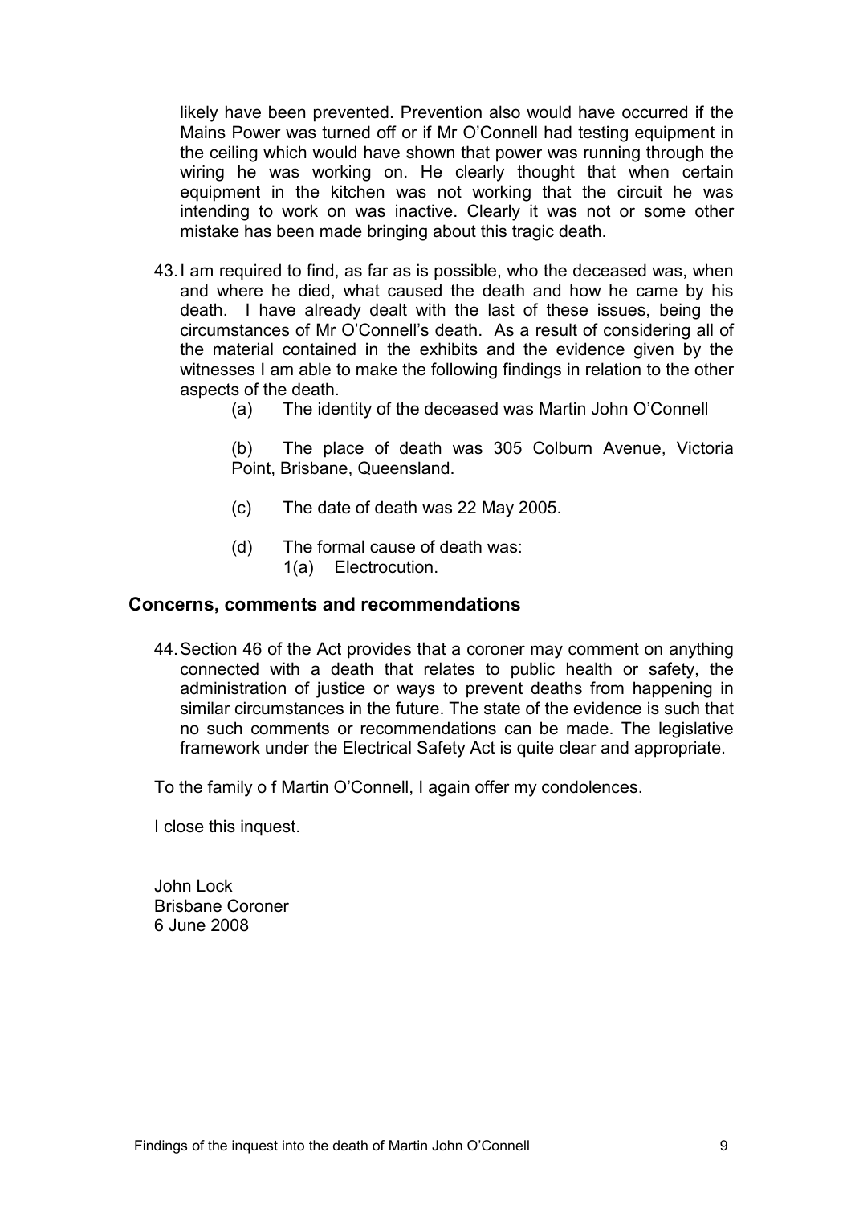likely have been prevented. Prevention also would have occurred if the Mains Power was turned off or if Mr O'Connell had testing equipment in the ceiling which would have shown that power was running through the wiring he was working on. He clearly thought that when certain equipment in the kitchen was not working that the circuit he was intending to work on was inactive. Clearly it was not or some other mistake has been made bringing about this tragic death.

43. I am required to find, as far as is possible, who the deceased was, when and where he died, what caused the death and how he came by his death. I have already dealt with the last of these issues, being the circumstances of Mr O'Connell's death. As a result of considering all of the material contained in the exhibits and the evidence given by the witnesses I am able to make the following findings in relation to the other aspects of the death.

   (a) The identity of the deceased was Martin John O'Connell

   (b) The place of death was 305 Colburn Avenue, Victoria Point, Brisbane, Queensland.

   (c) The date of death was 22 May 2005.

   (d) The formal cause of death was:
   1(a) Electrocution.

## Concerns, comments and recommendations

44. Section 46 of the Act provides that a coroner may comment on anything connected with a death that relates to public health or safety, the administration of justice or ways to prevent deaths from happening in similar circumstances in the future. The state of the evidence is such that no such comments or recommendations can be made. The legislative framework under the Electrical Safety Act is quite clear and appropriate.

To the family o f Martin O'Connell, I again offer my condolences.

I close this inquest.

John Lock
Brisbane Coroner
6 June 2008